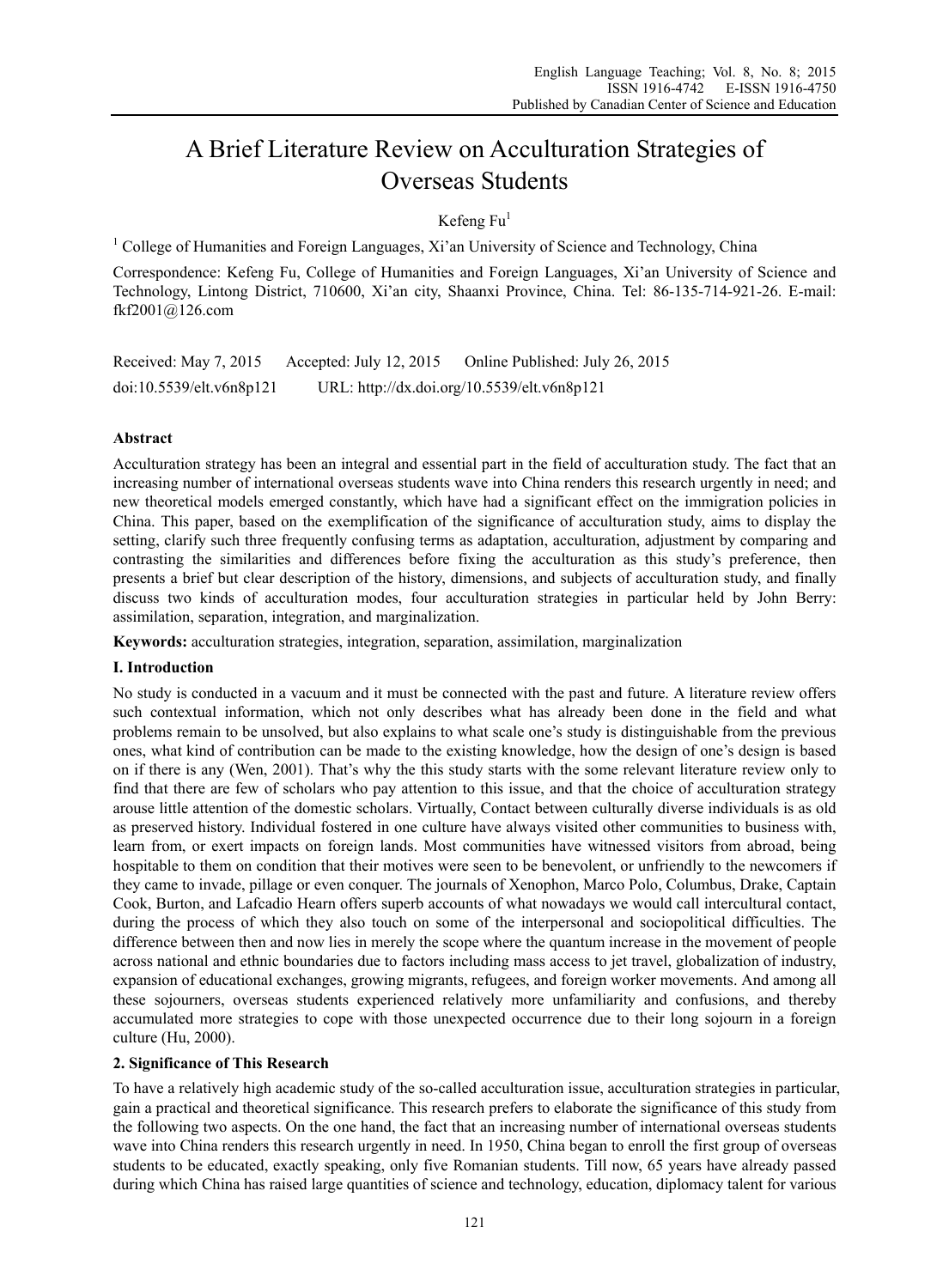# A Brief Literature Review on Acculturation Strategies of Overseas Students

Kefeng Fu[1]

[1] College of Humanities and Foreign Languages, Xi'an University of Science and Technology, China

Correspondence: Kefeng Fu, College of Humanities and Foreign Languages, Xi'an University of Science and Technology, Lintong District, 710600, Xi'an city, Shaanxi Province, China. Tel: 86-135-714-921-26. E-mail: fkf2001@126.com

Received: May 7, 2015 Accepted: July 12, 2015 Online Published: July 26, 2015

doi:10.5539/elt.v6n8p121 URL: http://dx.doi.org/10.5539/elt.v6n8p121

**Abstract**

Acculturation strategy has been an integral and essential part in the field of acculturation study. The fact that an increasing number of international overseas students wave into China renders this research urgently in need; and new theoretical models emerged constantly, which have had a significant effect on the immigration policies in China. This paper, based on the exemplification of the significance of acculturation study, aims to display the setting, clarify such three frequently confusing terms as adaptation, acculturation, adjustment by comparing and contrasting the similarities and differences before fixing the acculturation as this study's preference, then presents a brief but clear description of the history, dimensions, and subjects of acculturation study, and finally discuss two kinds of acculturation modes, four acculturation strategies in particular held by John Berry: assimilation, separation, integration, and marginalization.

**Keywords:** acculturation strategies, integration, separation, assimilation, marginalization

## I. Introduction

No study is conducted in a vacuum and it must be connected with the past and future. A literature review offers such contextual information, which not only describes what has already been done in the field and what problems remain to be unsolved, but also explains to what scale one's study is distinguishable from the previous ones, what kind of contribution can be made to the existing knowledge, how the design of one's design is based on if there is any (Wen, 2001). That's why the this study starts with the some relevant literature review only to find that there are few of scholars who pay attention to this issue, and that the choice of acculturation strategy arouse little attention of the domestic scholars. Virtually, Contact between culturally diverse individuals is as old as preserved history. Individual fostered in one culture have always visited other communities to business with, learn from, or exert impacts on foreign lands. Most communities have witnessed visitors from abroad, being hospitable to them on condition that their motives were seen to be benevolent, or unfriendly to the newcomers if they came to invade, pillage or even conquer. The journals of Xenophon, Marco Polo, Columbus, Drake, Captain Cook, Burton, and Lafcadio Hearn offers superb accounts of what nowadays we would call intercultural contact, during the process of which they also touch on some of the interpersonal and sociopolitical difficulties. The difference between then and now lies in merely the scope where the quantum increase in the movement of people across national and ethnic boundaries due to factors including mass access to jet travel, globalization of industry, expansion of educational exchanges, growing migrants, refugees, and foreign worker movements. And among all these sojourners, overseas students experienced relatively more unfamiliarity and confusions, and thereby accumulated more strategies to cope with those unexpected occurrence due to their long sojourn in a foreign culture (Hu, 2000).

## 2. Significance of This Research

To have a relatively high academic study of the so-called acculturation issue, acculturation strategies in particular, gain a practical and theoretical significance. This research prefers to elaborate the significance of this study from the following two aspects. On the one hand, the fact that an increasing number of international overseas students wave into China renders this research urgently in need. In 1950, China began to enroll the first group of overseas students to be educated, exactly speaking, only five Romanian students. Till now, 65 years have already passed during which China has raised large quantities of science and technology, education, diplomacy talent for various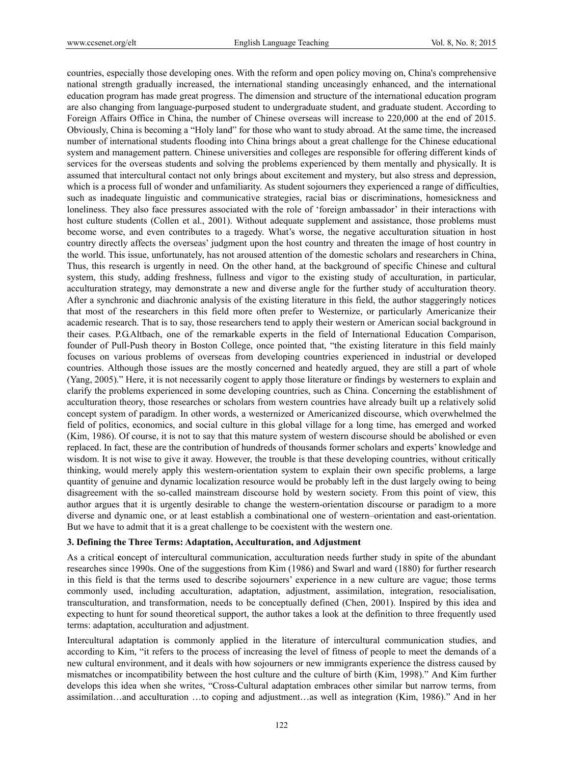countries, especially those developing ones. With the reform and open policy moving on, China's comprehensive national strength gradually increased, the international standing unceasingly enhanced, and the international education program has made great progress. The dimension and structure of the international education program are also changing from language-purposed student to undergraduate student, and graduate student. According to Foreign Affairs Office in China, the number of Chinese overseas will increase to 220,000 at the end of 2015. Obviously, China is becoming a "Holy land" for those who want to study abroad. At the same time, the increased number of international students flooding into China brings about a great challenge for the Chinese educational system and management pattern. Chinese universities and colleges are responsible for offering different kinds of services for the overseas students and solving the problems experienced by them mentally and physically. It is assumed that intercultural contact not only brings about excitement and mystery, but also stress and depression, which is a process full of wonder and unfamiliarity. As student sojourners they experienced a range of difficulties, such as inadequate linguistic and communicative strategies, racial bias or discriminations, homesickness and loneliness. They also face pressures associated with the role of 'foreign ambassador' in their interactions with host culture students (Collen et al., 2001). Without adequate supplement and assistance, those problems must become worse, and even contributes to a tragedy. What's worse, the negative acculturation situation in host country directly affects the overseas' judgment upon the host country and threaten the image of host country in the world. This issue, unfortunately, has not aroused attention of the domestic scholars and researchers in China, Thus, this research is urgently in need. On the other hand, at the background of specific Chinese and cultural system, this study, adding freshness, fullness and vigor to the existing study of acculturation, in particular, acculturation strategy, may demonstrate a new and diverse angle for the further study of acculturation theory. After a synchronic and diachronic analysis of the existing literature in this field, the author staggeringly notices that most of the researchers in this field more often prefer to Westernize, or particularly Americanize their academic research. That is to say, those researchers tend to apply their western or American social background in their cases. P.G.Altbach, one of the remarkable experts in the field of International Education Comparison, founder of Pull-Push theory in Boston College, once pointed that, "the existing literature in this field mainly focuses on various problems of overseas from developing countries experienced in industrial or developed countries. Although those issues are the mostly concerned and heatedly argued, they are still a part of whole (Yang, 2005)." Here, it is not necessarily cogent to apply those literature or findings by westerners to explain and clarify the problems experienced in some developing countries, such as China. Concerning the establishment of acculturation theory, those researches or scholars from western countries have already built up a relatively solid concept system of paradigm. In other words, a westernized or Americanized discourse, which overwhelmed the field of politics, economics, and social culture in this global village for a long time, has emerged and worked (Kim, 1986). Of course, it is not to say that this mature system of western discourse should be abolished or even replaced. In fact, these are the contribution of hundreds of thousands former scholars and experts' knowledge and wisdom. It is not wise to give it away. However, the trouble is that these developing countries, without critically thinking, would merely apply this western-orientation system to explain their own specific problems, a large quantity of genuine and dynamic localization resource would be probably left in the dust largely owing to being disagreement with the so-called mainstream discourse hold by western society. From this point of view, this author argues that it is urgently desirable to change the western-orientation discourse or paradigm to a more diverse and dynamic one, or at least establish a combinational one of western–orientation and east-orientation. But we have to admit that it is a great challenge to be coexistent with the western one.

## 3. Defining the Three Terms: Adaptation, Acculturation, and Adjustment

As a critical **c**oncept of intercultural communication, acculturation needs further study in spite of the abundant researches since 1990s. One of the suggestions from Kim (1986) and Swarl and ward (1880) for further research in this field is that the terms used to describe sojourners' experience in a new culture are vague; those terms commonly used, including acculturation, adaptation, adjustment, assimilation, integration, resocialisation, transculturation, and transformation, needs to be conceptually defined (Chen, 2001). Inspired by this idea and expecting to hunt for sound theoretical support, the author takes a look at the definition to three frequently used terms: adaptation, acculturation and adjustment.

Intercultural adaptation is commonly applied in the literature of intercultural communication studies, and according to Kim, "it refers to the process of increasing the level of fitness of people to meet the demands of a new cultural environment, and it deals with how sojourners or new immigrants experience the distress caused by mismatches or incompatibility between the host culture and the culture of birth (Kim, 1998)." And Kim further develops this idea when she writes, "Cross-Cultural adaptation embraces other similar but narrow terms, from assimilation…and acculturation …to coping and adjustment…as well as integration (Kim, 1986)." And in her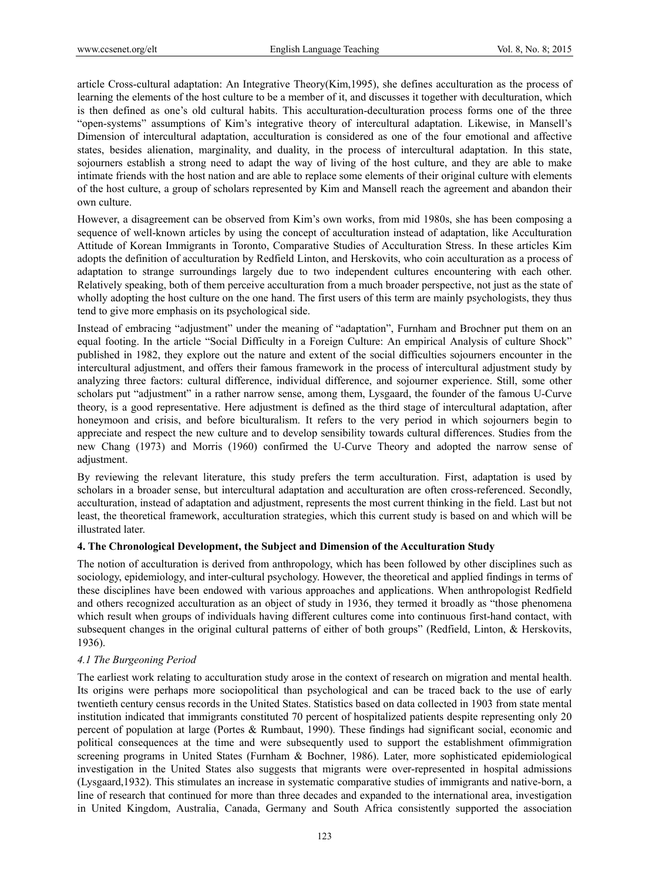article Cross-cultural adaptation: An Integrative Theory(Kim,1995), she defines acculturation as the process of learning the elements of the host culture to be a member of it, and discusses it together with deculturation, which is then defined as one's old cultural habits. This acculturation-deculturation process forms one of the three "open-systems" assumptions of Kim's integrative theory of intercultural adaptation. Likewise, in Mansell's Dimension of intercultural adaptation, acculturation is considered as one of the four emotional and affective states, besides alienation, marginality, and duality, in the process of intercultural adaptation. In this state, sojourners establish a strong need to adapt the way of living of the host culture, and they are able to make intimate friends with the host nation and are able to replace some elements of their original culture with elements of the host culture, a group of scholars represented by Kim and Mansell reach the agreement and abandon their own culture.

However, a disagreement can be observed from Kim's own works, from mid 1980s, she has been composing a sequence of well-known articles by using the concept of acculturation instead of adaptation, like Acculturation Attitude of Korean Immigrants in Toronto, Comparative Studies of Acculturation Stress. In these articles Kim adopts the definition of acculturation by Redfield Linton, and Herskovits, who coin acculturation as a process of adaptation to strange surroundings largely due to two independent cultures encountering with each other. Relatively speaking, both of them perceive acculturation from a much broader perspective, not just as the state of wholly adopting the host culture on the one hand. The first users of this term are mainly psychologists, they thus tend to give more emphasis on its psychological side.

Instead of embracing "adjustment" under the meaning of "adaptation", Furnham and Brochner put them on an equal footing. In the article "Social Difficulty in a Foreign Culture: An empirical Analysis of culture Shock" published in 1982, they explore out the nature and extent of the social difficulties sojourners encounter in the intercultural adjustment, and offers their famous framework in the process of intercultural adjustment study by analyzing three factors: cultural difference, individual difference, and sojourner experience. Still, some other scholars put "adjustment" in a rather narrow sense, among them, Lysgaard, the founder of the famous U-Curve theory, is a good representative. Here adjustment is defined as the third stage of intercultural adaptation, after honeymoon and crisis, and before biculturalism. It refers to the very period in which sojourners begin to appreciate and respect the new culture and to develop sensibility towards cultural differences. Studies from the new Chang (1973) and Morris (1960) confirmed the U-Curve Theory and adopted the narrow sense of adjustment.

By reviewing the relevant literature, this study prefers the term acculturation. First, adaptation is used by scholars in a broader sense, but intercultural adaptation and acculturation are often cross-referenced. Secondly, acculturation, instead of adaptation and adjustment, represents the most current thinking in the field. Last but not least, the theoretical framework, acculturation strategies, which this current study is based on and which will be illustrated later.

## 4. The Chronological Development, the Subject and Dimension of the Acculturation Study

The notion of acculturation is derived from anthropology, which has been followed by other disciplines such as sociology, epidemiology, and inter-cultural psychology. However, the theoretical and applied findings in terms of these disciplines have been endowed with various approaches and applications. When anthropologist Redfield and others recognized acculturation as an object of study in 1936, they termed it broadly as "those phenomena which result when groups of individuals having different cultures come into continuous first-hand contact, with subsequent changes in the original cultural patterns of either of both groups" (Redfield, Linton, & Herskovits, 1936).

### *4.1 The Burgeoning Period*

The earliest work relating to acculturation study arose in the context of research on migration and mental health. Its origins were perhaps more sociopolitical than psychological and can be traced back to the use of early twentieth century census records in the United States. Statistics based on data collected in 1903 from state mental institution indicated that immigrants constituted 70 percent of hospitalized patients despite representing only 20 percent of population at large (Portes & Rumbaut, 1990). These findings had significant social, economic and political consequences at the time and were subsequently used to support the establishment ofimmigration screening programs in United States (Furnham & Bochner, 1986). Later, more sophisticated epidemiological investigation in the United States also suggests that migrants were over-represented in hospital admissions (Lysgaard,1932). This stimulates an increase in systematic comparative studies of immigrants and native-born, a line of research that continued for more than three decades and expanded to the international area, investigation in United Kingdom, Australia, Canada, Germany and South Africa consistently supported the association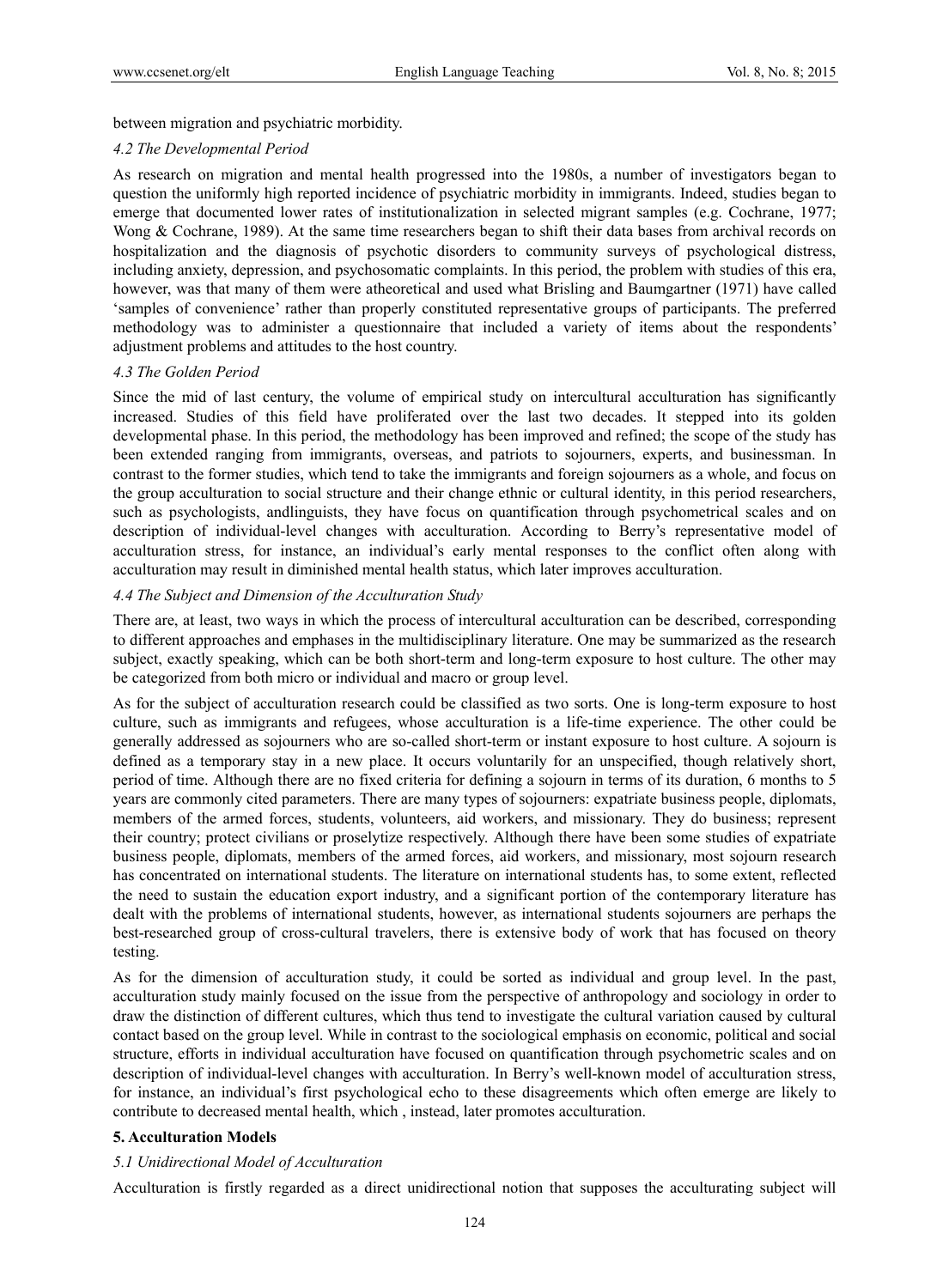between migration and psychiatric morbidity.

### *4.2 The Developmental Period*

As research on migration and mental health progressed into the 1980s, a number of investigators began to question the uniformly high reported incidence of psychiatric morbidity in immigrants. Indeed, studies began to emerge that documented lower rates of institutionalization in selected migrant samples (e.g. Cochrane, 1977; Wong & Cochrane, 1989). At the same time researchers began to shift their data bases from archival records on hospitalization and the diagnosis of psychotic disorders to community surveys of psychological distress, including anxiety, depression, and psychosomatic complaints. In this period, the problem with studies of this era, however, was that many of them were atheoretical and used what Brisling and Baumgartner (1971) have called 'samples of convenience' rather than properly constituted representative groups of participants. The preferred methodology was to administer a questionnaire that included a variety of items about the respondents' adjustment problems and attitudes to the host country.

### *4.3 The Golden Period*

Since the mid of last century, the volume of empirical study on intercultural acculturation has significantly increased. Studies of this field have proliferated over the last two decades. It stepped into its golden developmental phase. In this period, the methodology has been improved and refined; the scope of the study has been extended ranging from immigrants, overseas, and patriots to sojourners, experts, and businessman. In contrast to the former studies, which tend to take the immigrants and foreign sojourners as a whole, and focus on the group acculturation to social structure and their change ethnic or cultural identity, in this period researchers, such as psychologists, andlinguists, they have focus on quantification through psychometrical scales and on description of individual-level changes with acculturation. According to Berry's representative model of acculturation stress, for instance, an individual's early mental responses to the conflict often along with acculturation may result in diminished mental health status, which later improves acculturation.

### *4.4 The Subject and Dimension of the Acculturation Study*

There are, at least, two ways in which the process of intercultural acculturation can be described, corresponding to different approaches and emphases in the multidisciplinary literature. One may be summarized as the research subject, exactly speaking, which can be both short-term and long-term exposure to host culture. The other may be categorized from both micro or individual and macro or group level.

As for the subject of acculturation research could be classified as two sorts. One is long-term exposure to host culture, such as immigrants and refugees, whose acculturation is a life-time experience. The other could be generally addressed as sojourners who are so-called short-term or instant exposure to host culture. A sojourn is defined as a temporary stay in a new place. It occurs voluntarily for an unspecified, though relatively short, period of time. Although there are no fixed criteria for defining a sojourn in terms of its duration, 6 months to 5 years are commonly cited parameters. There are many types of sojourners: expatriate business people, diplomats, members of the armed forces, students, volunteers, aid workers, and missionary. They do business; represent their country; protect civilians or proselytize respectively. Although there have been some studies of expatriate business people, diplomats, members of the armed forces, aid workers, and missionary, most sojourn research has concentrated on international students. The literature on international students has, to some extent, reflected the need to sustain the education export industry, and a significant portion of the contemporary literature has dealt with the problems of international students, however, as international students sojourners are perhaps the best-researched group of cross-cultural travelers, there is extensive body of work that has focused on theory testing.

As for the dimension of acculturation study, it could be sorted as individual and group level. In the past, acculturation study mainly focused on the issue from the perspective of anthropology and sociology in order to draw the distinction of different cultures, which thus tend to investigate the cultural variation caused by cultural contact based on the group level. While in contrast to the sociological emphasis on economic, political and social structure, efforts in individual acculturation have focused on quantification through psychometric scales and on description of individual-level changes with acculturation. In Berry's well-known model of acculturation stress, for instance, an individual's first psychological echo to these disagreements which often emerge are likely to contribute to decreased mental health, which , instead, later promotes acculturation.

## **5. Acculturation Models**

### *5.1 Unidirectional Model of Acculturation*

Acculturation is firstly regarded as a direct unidirectional notion that supposes the acculturating subject will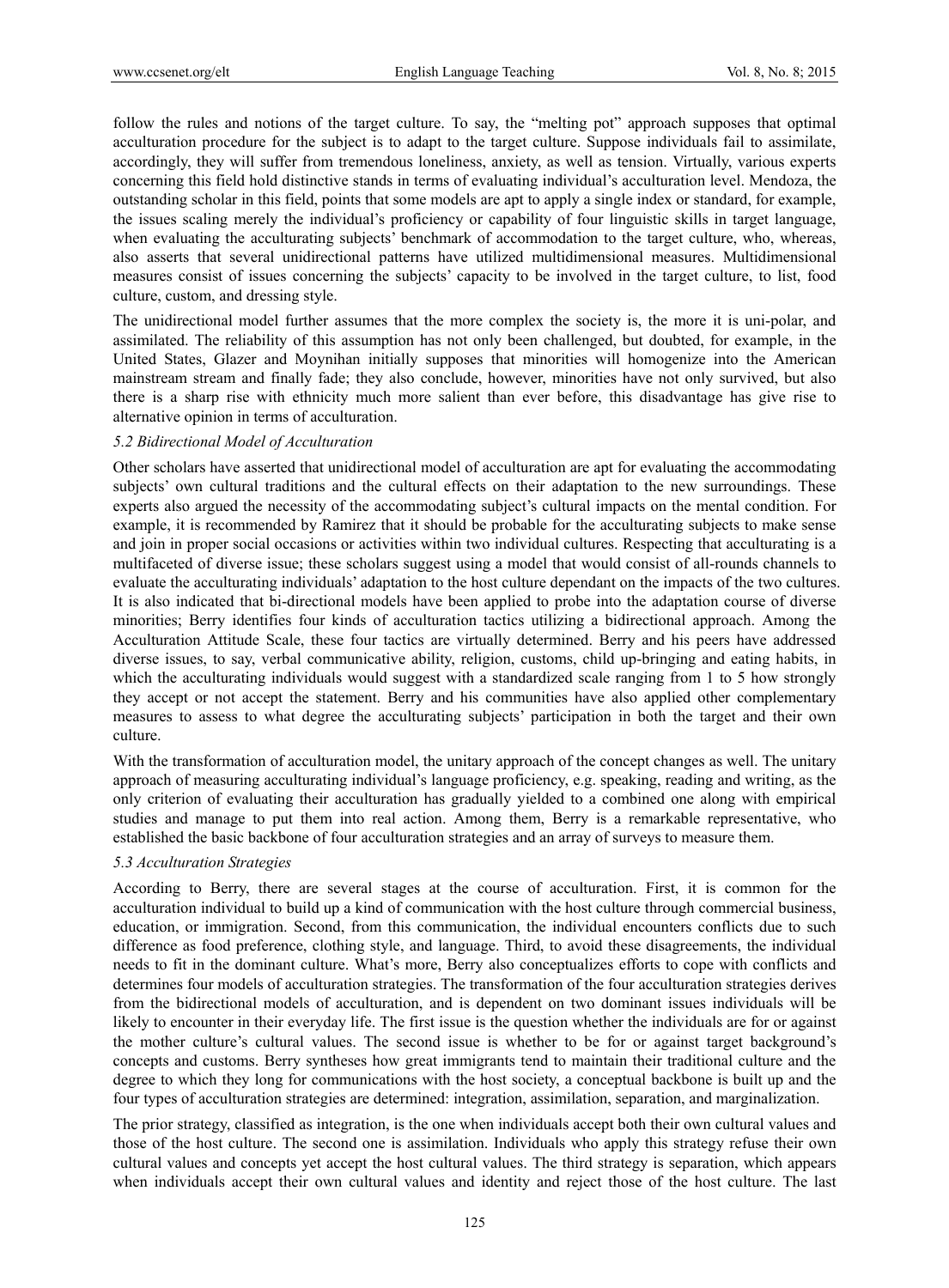follow the rules and notions of the target culture. To say, the "melting pot" approach supposes that optimal acculturation procedure for the subject is to adapt to the target culture. Suppose individuals fail to assimilate, accordingly, they will suffer from tremendous loneliness, anxiety, as well as tension. Virtually, various experts concerning this field hold distinctive stands in terms of evaluating individual's acculturation level. Mendoza, the outstanding scholar in this field, points that some models are apt to apply a single index or standard, for example, the issues scaling merely the individual's proficiency or capability of four linguistic skills in target language, when evaluating the acculturating subjects' benchmark of accommodation to the target culture, who, whereas, also asserts that several unidirectional patterns have utilized multidimensional measures. Multidimensional measures consist of issues concerning the subjects' capacity to be involved in the target culture, to list, food culture, custom, and dressing style.

The unidirectional model further assumes that the more complex the society is, the more it is uni-polar, and assimilated. The reliability of this assumption has not only been challenged, but doubted, for example, in the United States, Glazer and Moynihan initially supposes that minorities will homogenize into the American mainstream stream and finally fade; they also conclude, however, minorities have not only survived, but also there is a sharp rise with ethnicity much more salient than ever before, this disadvantage has give rise to alternative opinion in terms of acculturation.

### *5.2 Bidirectional Model of Acculturation*

Other scholars have asserted that unidirectional model of acculturation are apt for evaluating the accommodating subjects' own cultural traditions and the cultural effects on their adaptation to the new surroundings. These experts also argued the necessity of the accommodating subject's cultural impacts on the mental condition. For example, it is recommended by Ramirez that it should be probable for the acculturating subjects to make sense and join in proper social occasions or activities within two individual cultures. Respecting that acculturating is a multifaceted of diverse issue; these scholars suggest using a model that would consist of all-rounds channels to evaluate the acculturating individuals' adaptation to the host culture dependant on the impacts of the two cultures. It is also indicated that bi-directional models have been applied to probe into the adaptation course of diverse minorities; Berry identifies four kinds of acculturation tactics utilizing a bidirectional approach. Among the Acculturation Attitude Scale, these four tactics are virtually determined. Berry and his peers have addressed diverse issues, to say, verbal communicative ability, religion, customs, child up-bringing and eating habits, in which the acculturating individuals would suggest with a standardized scale ranging from 1 to 5 how strongly they accept or not accept the statement. Berry and his communities have also applied other complementary measures to assess to what degree the acculturating subjects' participation in both the target and their own culture.

With the transformation of acculturation model, the unitary approach of the concept changes as well. The unitary approach of measuring acculturating individual's language proficiency, e.g. speaking, reading and writing, as the only criterion of evaluating their acculturation has gradually yielded to a combined one along with empirical studies and manage to put them into real action. Among them, Berry is a remarkable representative, who established the basic backbone of four acculturation strategies and an array of surveys to measure them.

### *5.3 Acculturation Strategies*

According to Berry, there are several stages at the course of acculturation. First, it is common for the acculturation individual to build up a kind of communication with the host culture through commercial business, education, or immigration. Second, from this communication, the individual encounters conflicts due to such difference as food preference, clothing style, and language. Third, to avoid these disagreements, the individual needs to fit in the dominant culture. What's more, Berry also conceptualizes efforts to cope with conflicts and determines four models of acculturation strategies. The transformation of the four acculturation strategies derives from the bidirectional models of acculturation, and is dependent on two dominant issues individuals will be likely to encounter in their everyday life. The first issue is the question whether the individuals are for or against the mother culture's cultural values. The second issue is whether to be for or against target background's concepts and customs. Berry syntheses how great immigrants tend to maintain their traditional culture and the degree to which they long for communications with the host society, a conceptual backbone is built up and the four types of acculturation strategies are determined: integration, assimilation, separation, and marginalization.

The prior strategy, classified as integration, is the one when individuals accept both their own cultural values and those of the host culture. The second one is assimilation. Individuals who apply this strategy refuse their own cultural values and concepts yet accept the host cultural values. The third strategy is separation, which appears when individuals accept their own cultural values and identity and reject those of the host culture. The last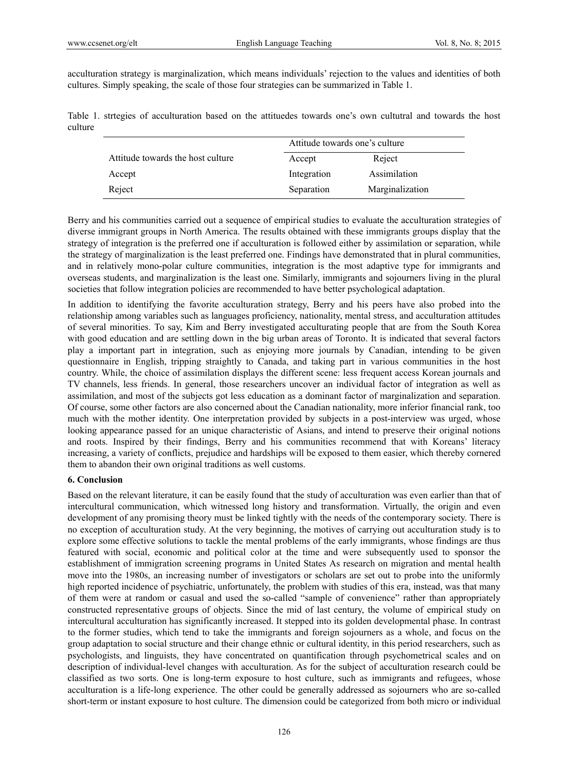acculturation strategy is marginalization, which means individuals' rejection to the values and identities of both cultures. Simply speaking, the scale of those four strategies can be summarized in Table 1.

Table 1. strtegies of acculturation based on the attituedes towards one's own cultutral and towards the host culture

| | Attitude towards one's culture | |
|---|---|---|
| Attitude towards the host culture | Accept | Reject |
| Accept | Integration | Assimilation |
| Reject | Separation | Marginalization |

Berry and his communities carried out a sequence of empirical studies to evaluate the acculturation strategies of diverse immigrant groups in North America. The results obtained with these immigrants groups display that the strategy of integration is the preferred one if acculturation is followed either by assimilation or separation, while the strategy of marginalization is the least preferred one. Findings have demonstrated that in plural communities, and in relatively mono-polar culture communities, integration is the most adaptive type for immigrants and overseas students, and marginalization is the least one. Similarly, immigrants and sojourners living in the plural societies that follow integration policies are recommended to have better psychological adaptation.

In addition to identifying the favorite acculturation strategy, Berry and his peers have also probed into the relationship among variables such as languages proficiency, nationality, mental stress, and acculturation attitudes of several minorities. To say, Kim and Berry investigated acculturating people that are from the South Korea with good education and are settling down in the big urban areas of Toronto. It is indicated that several factors play a important part in integration, such as enjoying more journals by Canadian, intending to be given questionnaire in English, tripping straightly to Canada, and taking part in various communities in the host country. While, the choice of assimilation displays the different scene: less frequent access Korean journals and TV channels, less friends. In general, those researchers uncover an individual factor of integration as well as assimilation, and most of the subjects got less education as a dominant factor of marginalization and separation. Of course, some other factors are also concerned about the Canadian nationality, more inferior financial rank, too much with the mother identity. One interpretation provided by subjects in a post-interview was urged, whose looking appearance passed for an unique characteristic of Asians, and intend to preserve their original notions and roots. Inspired by their findings, Berry and his communities recommend that with Koreans' literacy increasing, a variety of conflicts, prejudice and hardships will be exposed to them easier, which thereby cornered them to abandon their own original traditions as well customs.

## 6. Conclusion

Based on the relevant literature, it can be easily found that the study of acculturation was even earlier than that of intercultural communication, which witnessed long history and transformation. Virtually, the origin and even development of any promising theory must be linked tightly with the needs of the contemporary society. There is no exception of acculturation study. At the very beginning, the motives of carrying out acculturation study is to explore some effective solutions to tackle the mental problems of the early immigrants, whose findings are thus featured with social, economic and political color at the time and were subsequently used to sponsor the establishment of immigration screening programs in United States As research on migration and mental health move into the 1980s, an increasing number of investigators or scholars are set out to probe into the uniformly high reported incidence of psychiatric, unfortunately, the problem with studies of this era, instead, was that many of them were at random or casual and used the so-called "sample of convenience" rather than appropriately constructed representative groups of objects. Since the mid of last century, the volume of empirical study on intercultural acculturation has significantly increased. It stepped into its golden developmental phase. In contrast to the former studies, which tend to take the immigrants and foreign sojourners as a whole, and focus on the group adaptation to social structure and their change ethnic or cultural identity, in this period researchers, such as psychologists, and linguists, they have concentrated on quantification through psychometrical scales and on description of individual-level changes with acculturation. As for the subject of acculturation research could be classified as two sorts. One is long-term exposure to host culture, such as immigrants and refugees, whose acculturation is a life-long experience. The other could be generally addressed as sojourners who are so-called short-term or instant exposure to host culture. The dimension could be categorized from both micro or individual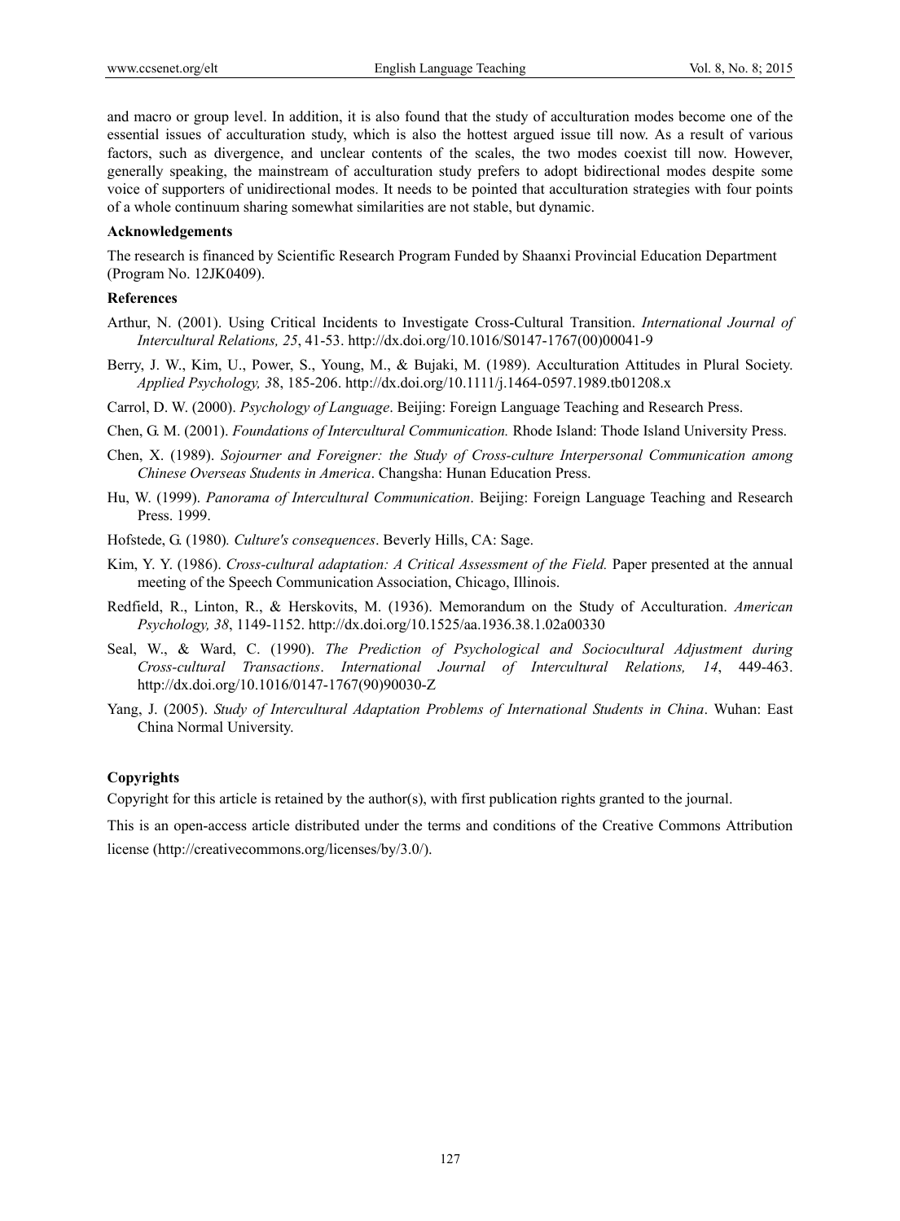and macro or group level. In addition, it is also found that the study of acculturation modes become one of the essential issues of acculturation study, which is also the hottest argued issue till now. As a result of various factors, such as divergence, and unclear contents of the scales, the two modes coexist till now. However, generally speaking, the mainstream of acculturation study prefers to adopt bidirectional modes despite some voice of supporters of unidirectional modes. It needs to be pointed that acculturation strategies with four points of a whole continuum sharing somewhat similarities are not stable, but dynamic.

**Acknowledgements**

The research is financed by Scientific Research Program Funded by Shaanxi Provincial Education Department (Program No. 12JK0409).

**References**

Arthur, N. (2001). Using Critical Incidents to Investigate Cross-Cultural Transition. *International Journal of Intercultural Relations, 25*, 41-53. http://dx.doi.org/10.1016/S0147-1767(00)00041-9

Berry, J. W., Kim, U., Power, S., Young, M., & Bujaki, M. (1989). Acculturation Attitudes in Plural Society. *Applied Psychology, 3*8, 185-206. http://dx.doi.org/10.1111/j.1464-0597.1989.tb01208.x

Carrol, D. W. (2000). *Psychology of Language*. Beijing: Foreign Language Teaching and Research Press.

Chen, G. M. (2001). *Foundations of Intercultural Communication.* Rhode Island: Thode Island University Press.

Chen, X. (1989). *Sojourner and Foreigner: the Study of Cross-culture Interpersonal Communication among Chinese Overseas Students in America*. Changsha: Hunan Education Press.

Hu, W. (1999). *Panorama of Intercultural Communication*. Beijing: Foreign Language Teaching and Research Press. 1999.

Hofstede, G. (1980). *Culture's consequences*. Beverly Hills, CA: Sage.

Kim, Y. Y. (1986). *Cross-cultural adaptation: A Critical Assessment of the Field.* Paper presented at the annual meeting of the Speech Communication Association, Chicago, Illinois.

Redfield, R., Linton, R., & Herskovits, M. (1936). Memorandum on the Study of Acculturation. *American Psychology, 38*, 1149-1152. http://dx.doi.org/10.1525/aa.1936.38.1.02a00330

Seal, W., & Ward, C. (1990). *The Prediction of Psychological and Sociocultural Adjustment during Cross-cultural Transactions*. *International Journal of Intercultural Relations, 14*, 449-463. http://dx.doi.org/10.1016/0147-1767(90)90030-Z

Yang, J. (2005). *Study of Intercultural Adaptation Problems of International Students in China*. Wuhan: East China Normal University.

**Copyrights**

Copyright for this article is retained by the author(s), with first publication rights granted to the journal.

This is an open-access article distributed under the terms and conditions of the Creative Commons Attribution license (http://creativecommons.org/licenses/by/3.0/).